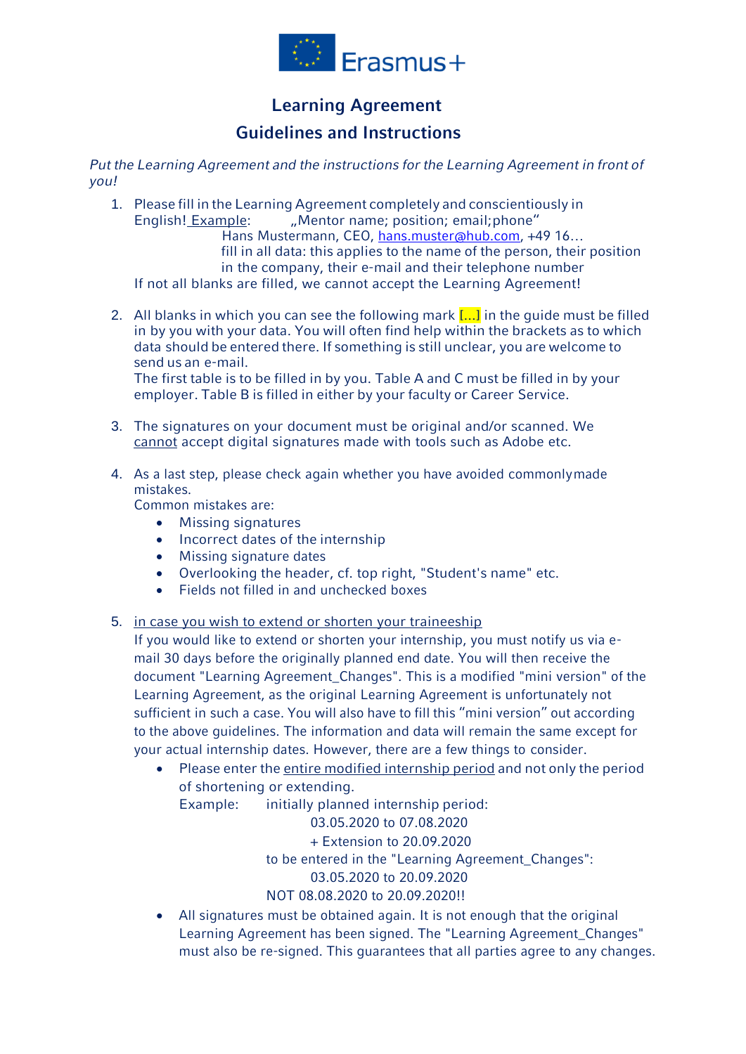Erasmus+

# Learning Agreement

## Guidelines and Instructions

*Put the Learning Agreement and the instructions for the Learning Agreement in front of you!*

1. Please fill in the Learning Agreement completely and conscientiously in English! Example: „Mentor name; position; email;phone"
   Hans Mustermann, CEO, hans.muster@hub.com, +49 16…
   fill in all data: this applies to the name of the person, their position in the company, their e-mail and their telephone number
   If not all blanks are filled, we cannot accept the Learning Agreement!

2. All blanks in which you can see the following mark [...] in the guide must be filled in by you with your data. You will often find help within the brackets as to which data should be entered there. If something is still unclear, you are welcome to send us an e-mail.
   The first table is to be filled in by you. Table A and C must be filled in by your employer. Table B is filled in either by your faculty or Career Service.

3. The signatures on your document must be original and/or scanned. We cannot accept digital signatures made with tools such as Adobe etc.

4. As a last step, please check again whether you have avoided commonly made mistakes.
   Common mistakes are:
   - Missing signatures
   - Incorrect dates of the internship
   - Missing signature dates
   - Overlooking the header, cf. top right, "Student's name" etc.
   - Fields not filled in and unchecked boxes

5. in case you wish to extend or shorten your traineeship
   If you would like to extend or shorten your internship, you must notify us via e-mail 30 days before the originally planned end date. You will then receive the document "Learning Agreement_Changes". This is a modified "mini version" of the Learning Agreement, as the original Learning Agreement is unfortunately not sufficient in such a case. You will also have to fill this "mini version" out according to the above guidelines. The information and data will remain the same except for your actual internship dates. However, there are a few things to consider.
   - Please enter the entire modified internship period and not only the period of shortening or extending.
     Example: initially planned internship period:
     03.05.2020 to 07.08.2020
     + Extension to 20.09.2020
     to be entered in the "Learning Agreement_Changes":
     03.05.2020 to 20.09.2020
     NOT 08.08.2020 to 20.09.2020!!
   - All signatures must be obtained again. It is not enough that the original Learning Agreement has been signed. The "Learning Agreement_Changes" must also be re-signed. This guarantees that all parties agree to any changes.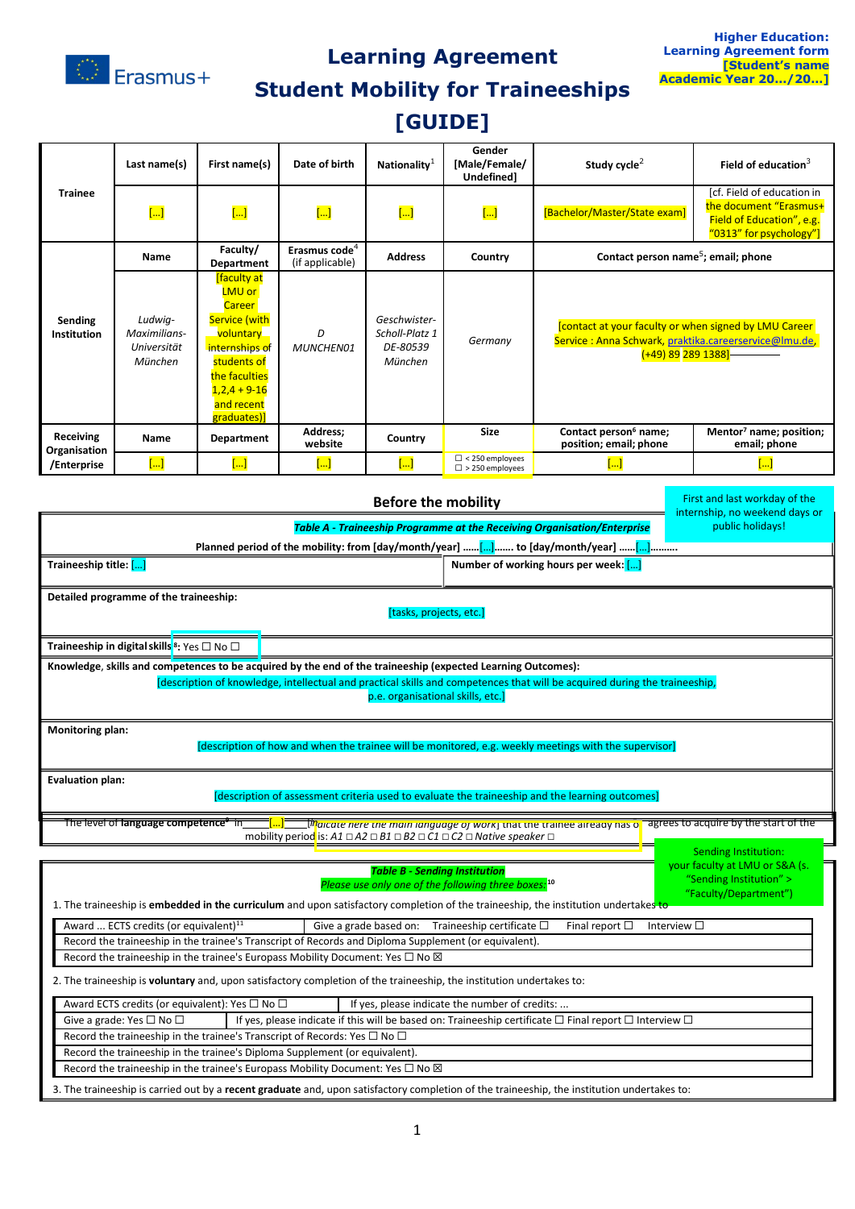# Learning Agreement

# Student Mobility for Traineeships

# [GUIDE]

Higher Education:
Learning Agreement form
[Student's name
Academic Year 20…/20…]

| Trainee | Last name(s) | First name(s) | Date of birth | Nationality[1] | Gender [Male/Female/ Undefined] | Study cycle[2] | Field of education[3] |
|---|---|---|---|---|---|---|---|
| | […] | […] | […] | […] | […] | [Bachelor/Master/State exam] | [cf. Field of education in the document "Erasmus+ Field of Education", e.g. "0313" for psychology"] |
| **Sending Institution** | **Name** | **Faculty/ Department** | **Erasmus code**[4] (if applicable) | **Address** | **Country** | **Contact person name**[5]**; email; phone** | |
| | *Ludwig-Maximilians-Universität München* | [faculty at LMU or Career Service (with voluntary internships of students of the faculties 1,2,4 + 9-16 and recent graduates)] | *D MUNCHEN01* | *Geschwister-Scholl-Platz 1 DE-80539 München* | *Germany* | [contact at your faculty or when signed by LMU Career Service : Anna Schwark, praktika.careerservice@lmu.de, (+49) 89 289 1388] | |
| **Receiving Organisation /Enterprise** | **Name** | **Department** | **Address; website** | **Country** | **Size** | **Contact person**[6] **name; position; email; phone** | **Mentor**[7] **name; position; email; phone** |
| | […] | […] | […] | […] | ☐ < 250 employees ☐ > 250 employees | […] | […] |

## Before the mobility

First and last workday of the internship, no weekend days or public holidays!

***Table A - Traineeship Programme at the Receiving Organisation/Enterprise***

**Planned period of the mobility: from [day/month/year]** ……[…]……. **to [day/month/year]** ……[…]……….

**Traineeship title:** […]

**Number of working hours per week:** […]

**Detailed programme of the traineeship:**

[tasks, projects, etc.]

**Traineeship in digital skills**[8]: Yes ☐ No ☐

**Knowledge, skills and competences to be acquired by the end of the traineeship (expected Learning Outcomes):**

[description of knowledge, intellectual and practical skills and competences that will be acquired during the traineeship, p.e. organisational skills, etc.]

**Monitoring plan:**

[description of how and when the trainee will be monitored, e.g. weekly meetings with the supervisor]

**Evaluation plan:**

[description of assessment criteria used to evaluate the traineeship and the learning outcomes]

The level of **language competence**[9] in ____[…]____ [indicate here the main language of work] that the trainee already has or agrees to acquire by the start of the mobility period is: *A1 ☐ A2 ☐ B1 ☐ B2 ☐ C1 ☐ C2 ☐ Native speaker ☐*

Sending Institution: your faculty at LMU or S&A (s. "Sending Institution" > "Faculty/Department")

***Table B - Sending Institution***

*Please use only one of the following three boxes:*[10]

1. The traineeship is **embedded in the curriculum** and upon satisfactory completion of the traineeship, the institution undertakes to:

| | |
|---|---|
| Award ... ECTS credits (or equivalent)[11] | Give a grade based on: Traineeship certificate ☐ Final report ☐ Interview ☐ |
| Record the traineeship in the trainee's Transcript of Records and Diploma Supplement (or equivalent). | |
| Record the traineeship in the trainee's Europass Mobility Document: Yes ☐ No ☒ | |

2. The traineeship is **voluntary** and, upon satisfactory completion of the traineeship, the institution undertakes to:

| | |
|---|---|
| Award ECTS credits (or equivalent): Yes ☐ No ☐ | If yes, please indicate the number of credits: ... |
| Give a grade: Yes ☐ No ☐ | If yes, please indicate if this will be based on: Traineeship certificate ☐ Final report ☐ Interview ☐ |
| Record the traineeship in the trainee's Transcript of Records: Yes ☐ No ☐ | |
| Record the traineeship in the trainee's Diploma Supplement (or equivalent). | |
| Record the traineeship in the trainee's Europass Mobility Document: Yes ☐ No ☒ | |

3. The traineeship is carried out by a **recent graduate** and, upon satisfactory completion of the traineeship, the institution undertakes to: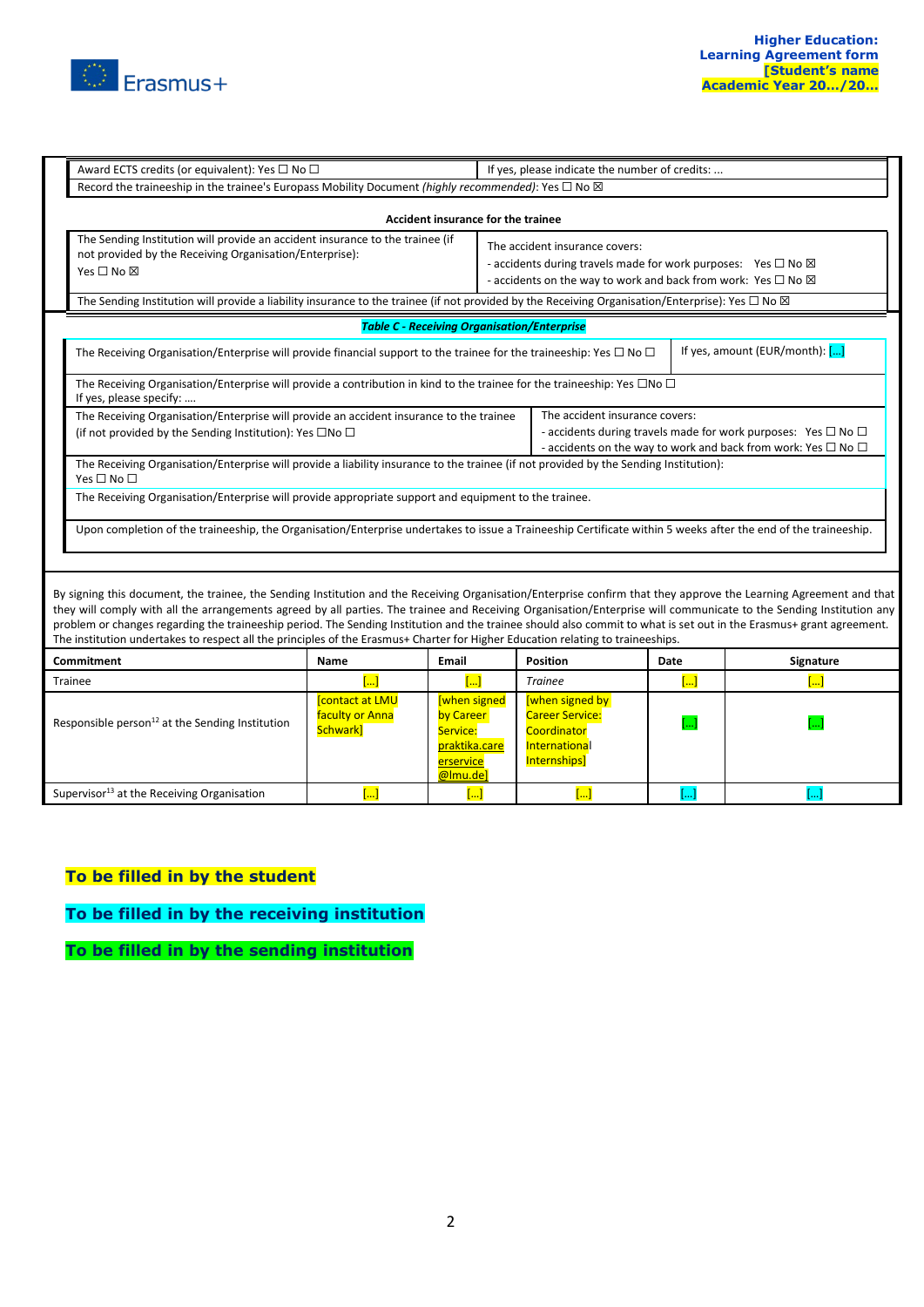| | |
|---|---|
| Award ECTS credits (or equivalent): Yes ☐ No ☐ | If yes, please indicate the number of credits: ... |
| Record the traineeship in the trainee's Europass Mobility Document *(highly recommended)*: Yes ☐ No ☒ | |

**Accident insurance for the trainee**

| | |
|---|---|
| The Sending Institution will provide an accident insurance to the trainee (if not provided by the Receiving Organisation/Enterprise): Yes ☐ No ☒ | The accident insurance covers: - accidents during travels made for work purposes: Yes ☐ No ☒ - accidents on the way to work and back from work: Yes ☐ No ☒ |
| The Sending Institution will provide a liability insurance to the trainee (if not provided by the Receiving Organisation/Enterprise): Yes ☐ No ☒ | |

***Table C - Receiving Organisation/Enterprise***

| | |
|---|---|
| The Receiving Organisation/Enterprise will provide financial support to the trainee for the traineeship: Yes ☐ No ☐ | If yes, amount (EUR/month): [...] |
| The Receiving Organisation/Enterprise will provide a contribution in kind to the trainee for the traineeship: Yes ☐No ☐ If yes, please specify: .... | |
| The Receiving Organisation/Enterprise will provide an accident insurance to the trainee (if not provided by the Sending Institution): Yes ☐No ☐ | The accident insurance covers: - accidents during travels made for work purposes: Yes ☐ No ☐ - accidents on the way to work and back from work: Yes ☐ No ☐ |
| The Receiving Organisation/Enterprise will provide a liability insurance to the trainee (if not provided by the Sending Institution): Yes ☐ No ☐ | |
| The Receiving Organisation/Enterprise will provide appropriate support and equipment to the trainee. | |
| Upon completion of the traineeship, the Organisation/Enterprise undertakes to issue a Traineeship Certificate within 5 weeks after the end of the traineeship. | |

By signing this document, the trainee, the Sending Institution and the Receiving Organisation/Enterprise confirm that they approve the Learning Agreement and that they will comply with all the arrangements agreed by all parties. The trainee and Receiving Organisation/Enterprise will communicate to the Sending Institution any problem or changes regarding the traineeship period. The Sending Institution and the trainee should also commit to what is set out in the Erasmus+ grant agreement. The institution undertakes to respect all the principles of the Erasmus+ Charter for Higher Education relating to traineeships.

| Commitment | Name | Email | Position | Date | Signature |
|---|---|---|---|---|---|
| Trainee | [...] | [...] | *Trainee* | [...] | [...] |
| Responsible person[12] at the Sending Institution | [contact at LMU faculty or Anna Schwark] | [when signed by Career Service: praktika.careerservice@lmu.de] | [when signed by Career Service: Coordinator International Internships] | [...] | [...] |
| Supervisor[13] at the Receiving Organisation | [...] | [...] | [...] | [...] | [...] |

**To be filled in by the student**

**To be filled in by the receiving institution**

**To be filled in by the sending institution**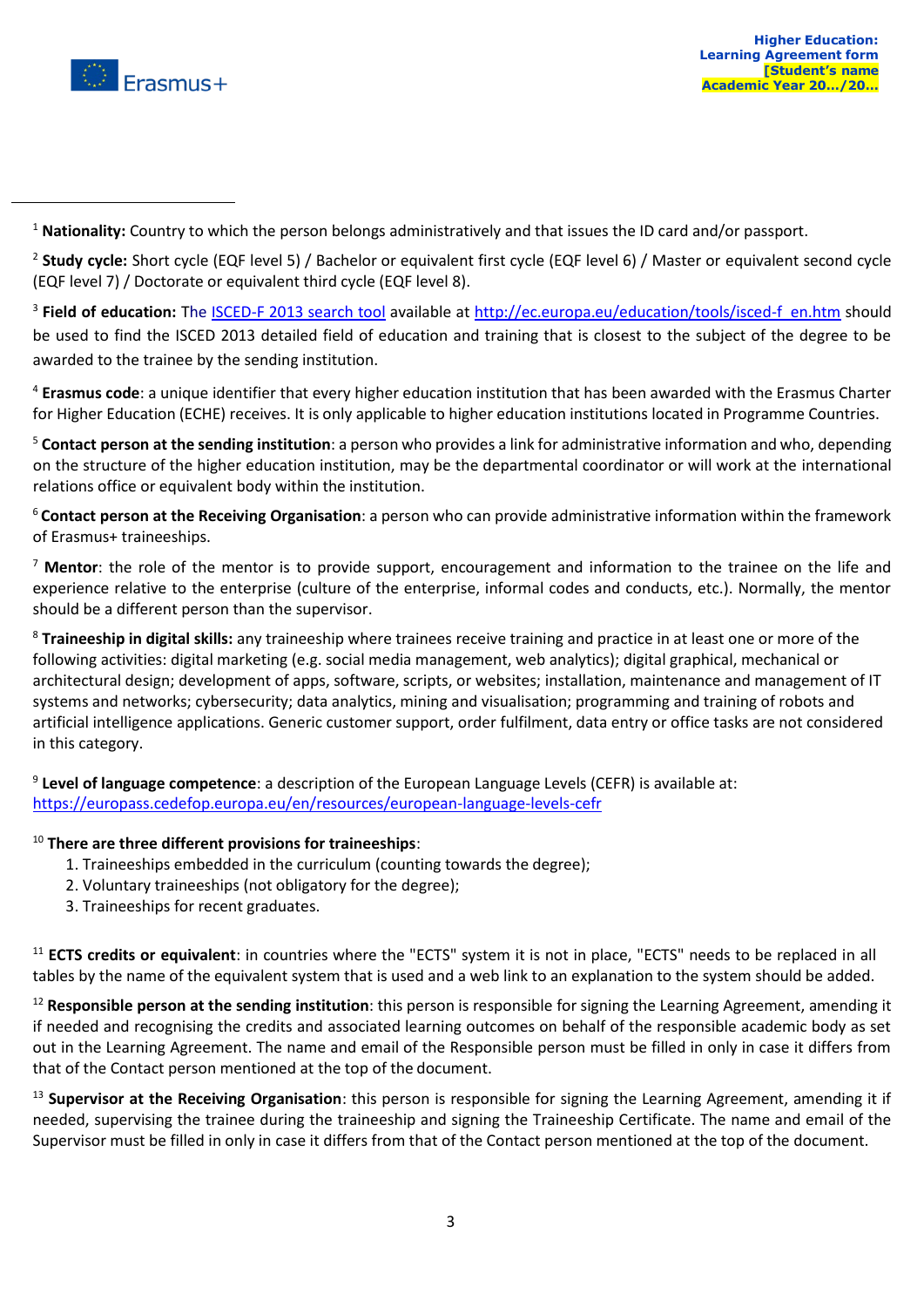[1] **Nationality:** Country to which the person belongs administratively and that issues the ID card and/or passport.

[2] **Study cycle:** Short cycle (EQF level 5) / Bachelor or equivalent first cycle (EQF level 6) / Master or equivalent second cycle (EQF level 7) / Doctorate or equivalent third cycle (EQF level 8).

[3] **Field of education:** The [ISCED-F 2013 search tool](http://ec.europa.eu/education/tools/isced-f_en.htm) available at http://ec.europa.eu/education/tools/isced-f_en.htm should be used to find the ISCED 2013 detailed field of education and training that is closest to the subject of the degree to be awarded to the trainee by the sending institution.

[4] **Erasmus code**: a unique identifier that every higher education institution that has been awarded with the Erasmus Charter for Higher Education (ECHE) receives. It is only applicable to higher education institutions located in Programme Countries.

[5] **Contact person at the sending institution**: a person who provides a link for administrative information and who, depending on the structure of the higher education institution, may be the departmental coordinator or will work at the international relations office or equivalent body within the institution.

[6] **Contact person at the Receiving Organisation**: a person who can provide administrative information within the framework of Erasmus+ traineeships.

[7] **Mentor**: the role of the mentor is to provide support, encouragement and information to the trainee on the life and experience relative to the enterprise (culture of the enterprise, informal codes and conducts, etc.). Normally, the mentor should be a different person than the supervisor.

[8] **Traineeship in digital skills:** any traineeship where trainees receive training and practice in at least one or more of the following activities: digital marketing (e.g. social media management, web analytics); digital graphical, mechanical or architectural design; development of apps, software, scripts, or websites; installation, maintenance and management of IT systems and networks; cybersecurity; data analytics, mining and visualisation; programming and training of robots and artificial intelligence applications. Generic customer support, order fulfilment, data entry or office tasks are not considered in this category.

[9] **Level of language competence**: a description of the European Language Levels (CEFR) is available at: https://europass.cedefop.europa.eu/en/resources/european-language-levels-cefr

[10] **There are three different provisions for traineeships**:

1. Traineeships embedded in the curriculum (counting towards the degree);
2. Voluntary traineeships (not obligatory for the degree);
3. Traineeships for recent graduates.

[11] **ECTS credits or equivalent**: in countries where the "ECTS" system it is not in place, "ECTS" needs to be replaced in all tables by the name of the equivalent system that is used and a web link to an explanation to the system should be added.

[12] **Responsible person at the sending institution**: this person is responsible for signing the Learning Agreement, amending it if needed and recognising the credits and associated learning outcomes on behalf of the responsible academic body as set out in the Learning Agreement. The name and email of the Responsible person must be filled in only in case it differs from that of the Contact person mentioned at the top of the document.

[13] **Supervisor at the Receiving Organisation**: this person is responsible for signing the Learning Agreement, amending it if needed, supervising the trainee during the traineeship and signing the Traineeship Certificate. The name and email of the Supervisor must be filled in only in case it differs from that of the Contact person mentioned at the top of the document.